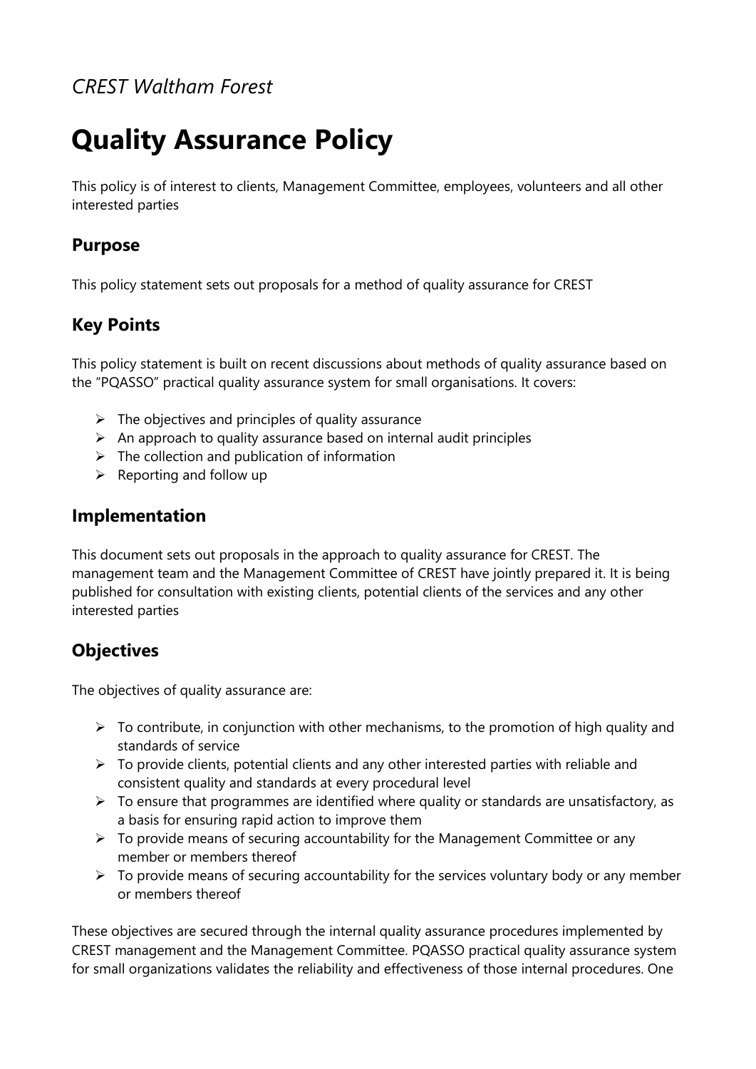*CREST Waltham Forest*

# Quality Assurance Policy

This policy is of interest to clients, Management Committee, employees, volunteers and all other interested parties

## Purpose

This policy statement sets out proposals for a method of quality assurance for CREST

## Key Points

This policy statement is built on recent discussions about methods of quality assurance based on the "PQASSO" practical quality assurance system for small organisations. It covers:

- The objectives and principles of quality assurance
- An approach to quality assurance based on internal audit principles
- The collection and publication of information
- Reporting and follow up

## Implementation

This document sets out proposals in the approach to quality assurance for CREST. The management team and the Management Committee of CREST have jointly prepared it. It is being published for consultation with existing clients, potential clients of the services and any other interested parties

## Objectives

The objectives of quality assurance are:

- To contribute, in conjunction with other mechanisms, to the promotion of high quality and standards of service
- To provide clients, potential clients and any other interested parties with reliable and consistent quality and standards at every procedural level
- To ensure that programmes are identified where quality or standards are unsatisfactory, as a basis for ensuring rapid action to improve them
- To provide means of securing accountability for the Management Committee or any member or members thereof
- To provide means of securing accountability for the services voluntary body or any member or members thereof

These objectives are secured through the internal quality assurance procedures implemented by CREST management and the Management Committee. PQASSO practical quality assurance system for small organizations validates the reliability and effectiveness of those internal procedures. One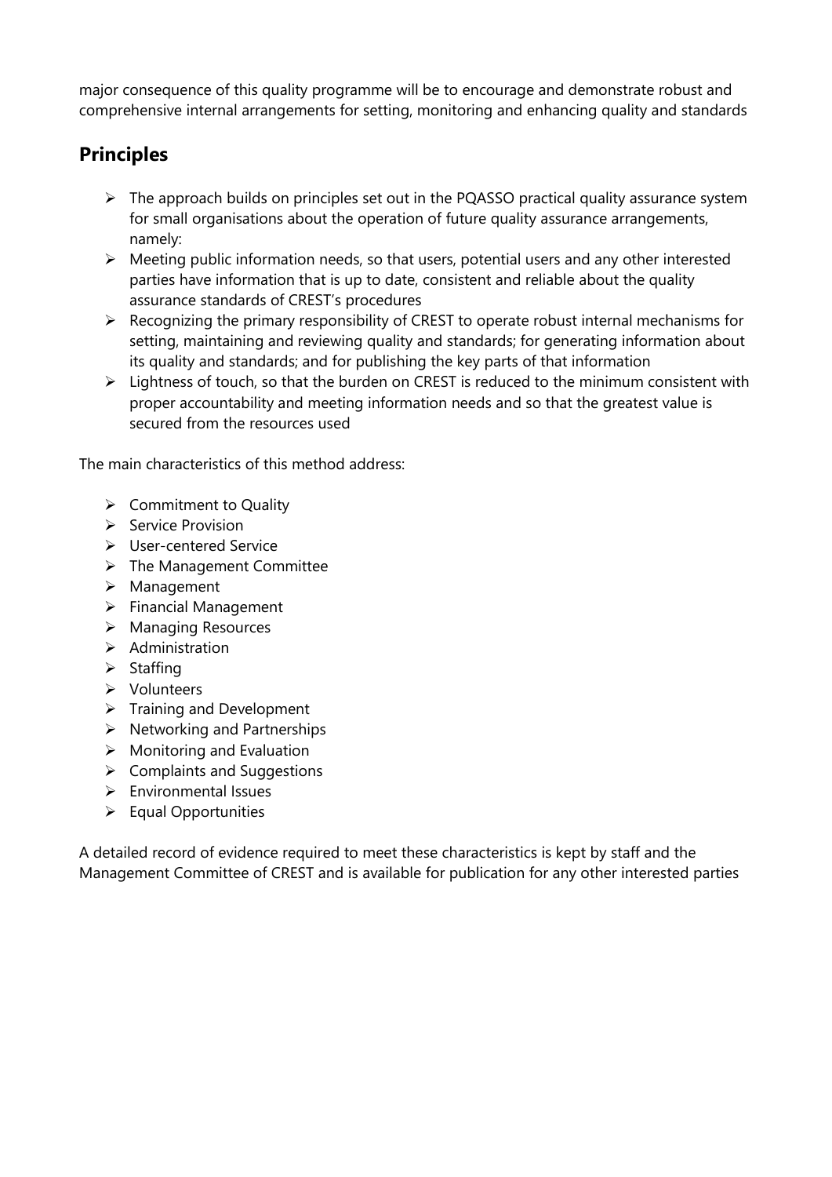major consequence of this quality programme will be to encourage and demonstrate robust and comprehensive internal arrangements for setting, monitoring and enhancing quality and standards

## Principles

- The approach builds on principles set out in the PQASSO practical quality assurance system for small organisations about the operation of future quality assurance arrangements, namely:
- Meeting public information needs, so that users, potential users and any other interested parties have information that is up to date, consistent and reliable about the quality assurance standards of CREST's procedures
- Recognizing the primary responsibility of CREST to operate robust internal mechanisms for setting, maintaining and reviewing quality and standards; for generating information about its quality and standards; and for publishing the key parts of that information
- Lightness of touch, so that the burden on CREST is reduced to the minimum consistent with proper accountability and meeting information needs and so that the greatest value is secured from the resources used

The main characteristics of this method address:

- Commitment to Quality
- Service Provision
- User-centered Service
- The Management Committee
- Management
- Financial Management
- Managing Resources
- Administration
- Staffing
- Volunteers
- Training and Development
- Networking and Partnerships
- Monitoring and Evaluation
- Complaints and Suggestions
- Environmental Issues
- Equal Opportunities

A detailed record of evidence required to meet these characteristics is kept by staff and the Management Committee of CREST and is available for publication for any other interested parties